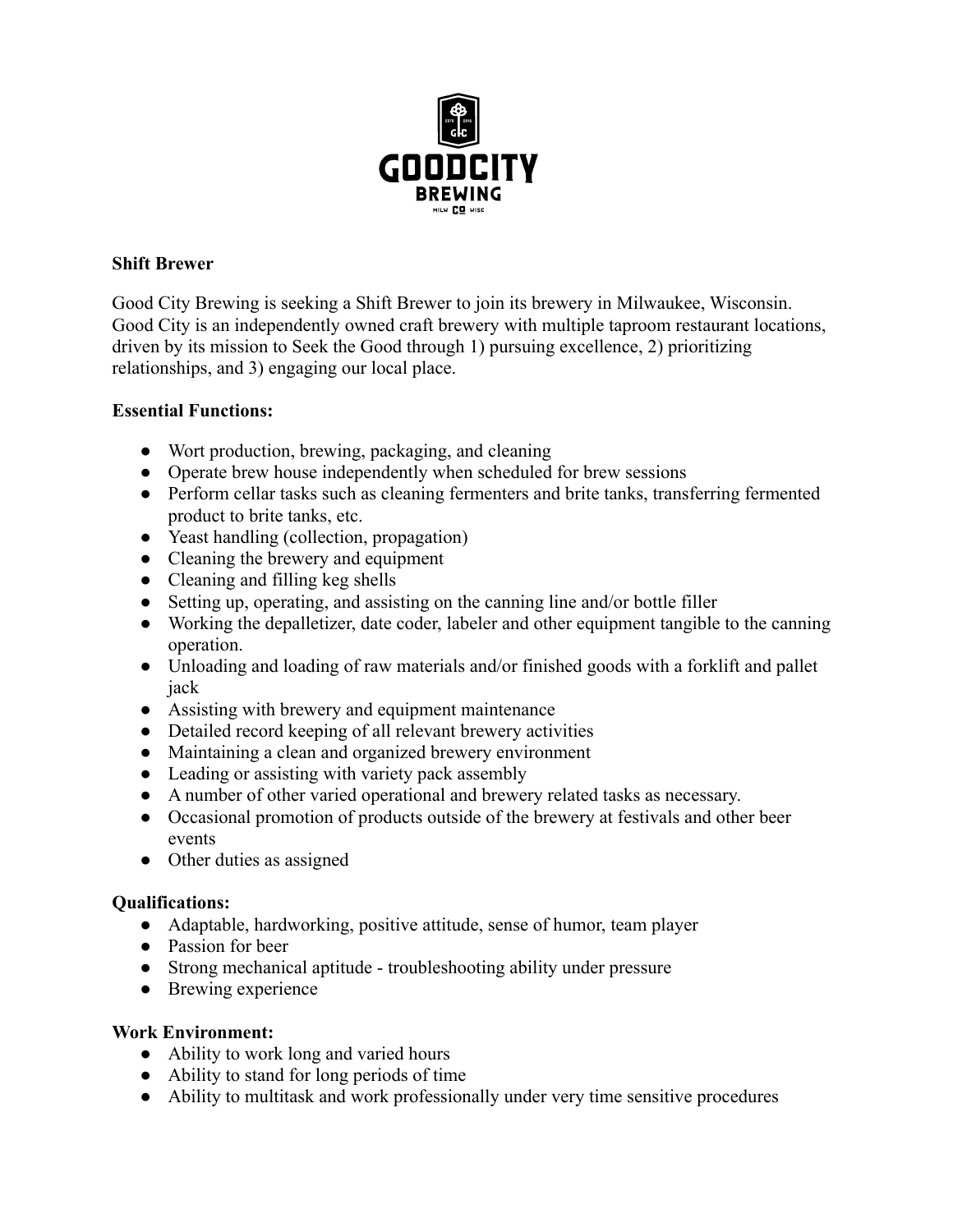**Shift Brewer**

Good City Brewing is seeking a Shift Brewer to join its brewery in Milwaukee, Wisconsin. Good City is an independently owned craft brewery with multiple taproom restaurant locations, driven by its mission to Seek the Good through 1) pursuing excellence, 2) prioritizing relationships, and 3) engaging our local place.

**Essential Functions:**

- Wort production, brewing, packaging, and cleaning
- Operate brew house independently when scheduled for brew sessions
- Perform cellar tasks such as cleaning fermenters and brite tanks, transferring fermented product to brite tanks, etc.
- Yeast handling (collection, propagation)
- Cleaning the brewery and equipment
- Cleaning and filling keg shells
- Setting up, operating, and assisting on the canning line and/or bottle filler
- Working the depalletizer, date coder, labeler and other equipment tangible to the canning operation.
- Unloading and loading of raw materials and/or finished goods with a forklift and pallet jack
- Assisting with brewery and equipment maintenance
- Detailed record keeping of all relevant brewery activities
- Maintaining a clean and organized brewery environment
- Leading or assisting with variety pack assembly
- A number of other varied operational and brewery related tasks as necessary.
- Occasional promotion of products outside of the brewery at festivals and other beer events
- Other duties as assigned

**Qualifications:**

- Adaptable, hardworking, positive attitude, sense of humor, team player
- Passion for beer
- Strong mechanical aptitude - troubleshooting ability under pressure
- Brewing experience

**Work Environment:**

- Ability to work long and varied hours
- Ability to stand for long periods of time
- Ability to multitask and work professionally under very time sensitive procedures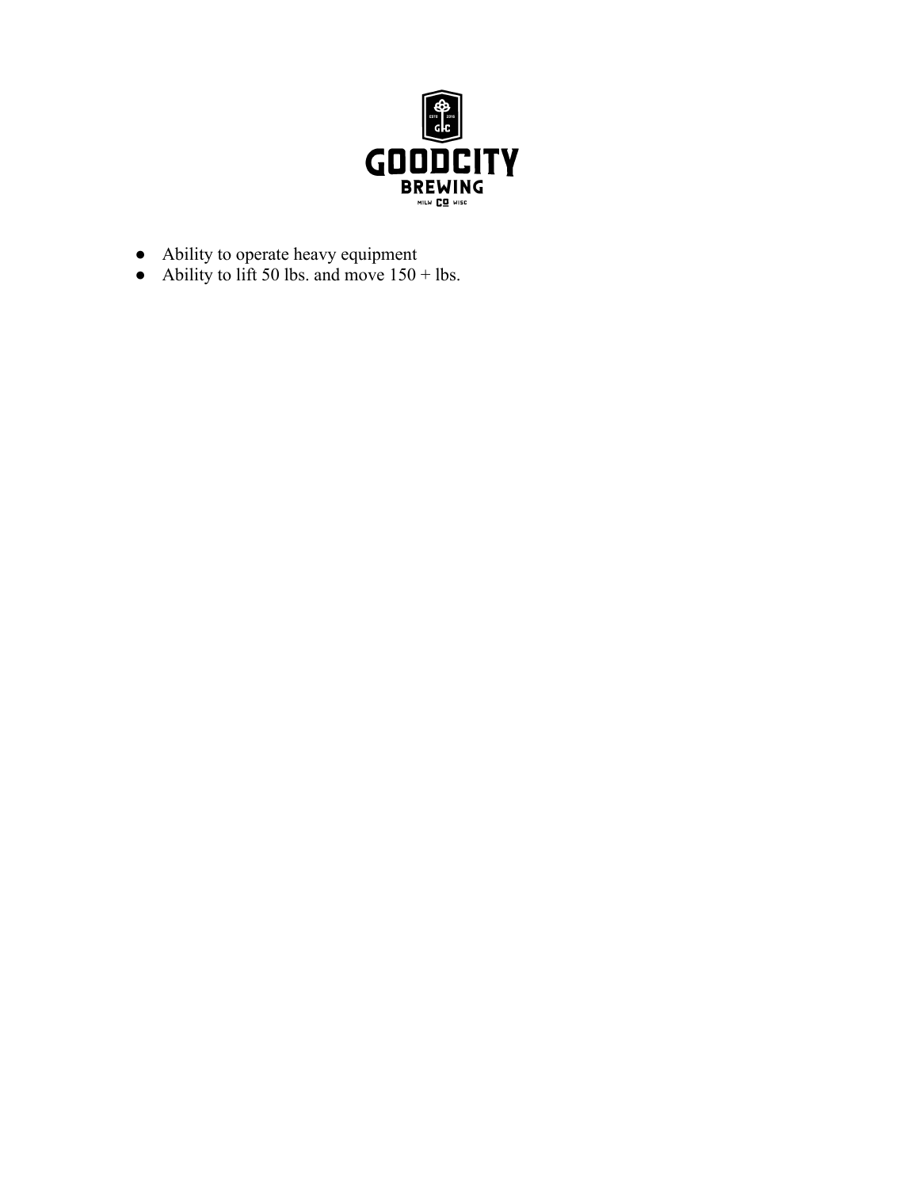- Ability to operate heavy equipment
- Ability to lift 50 lbs. and move 150 + lbs.